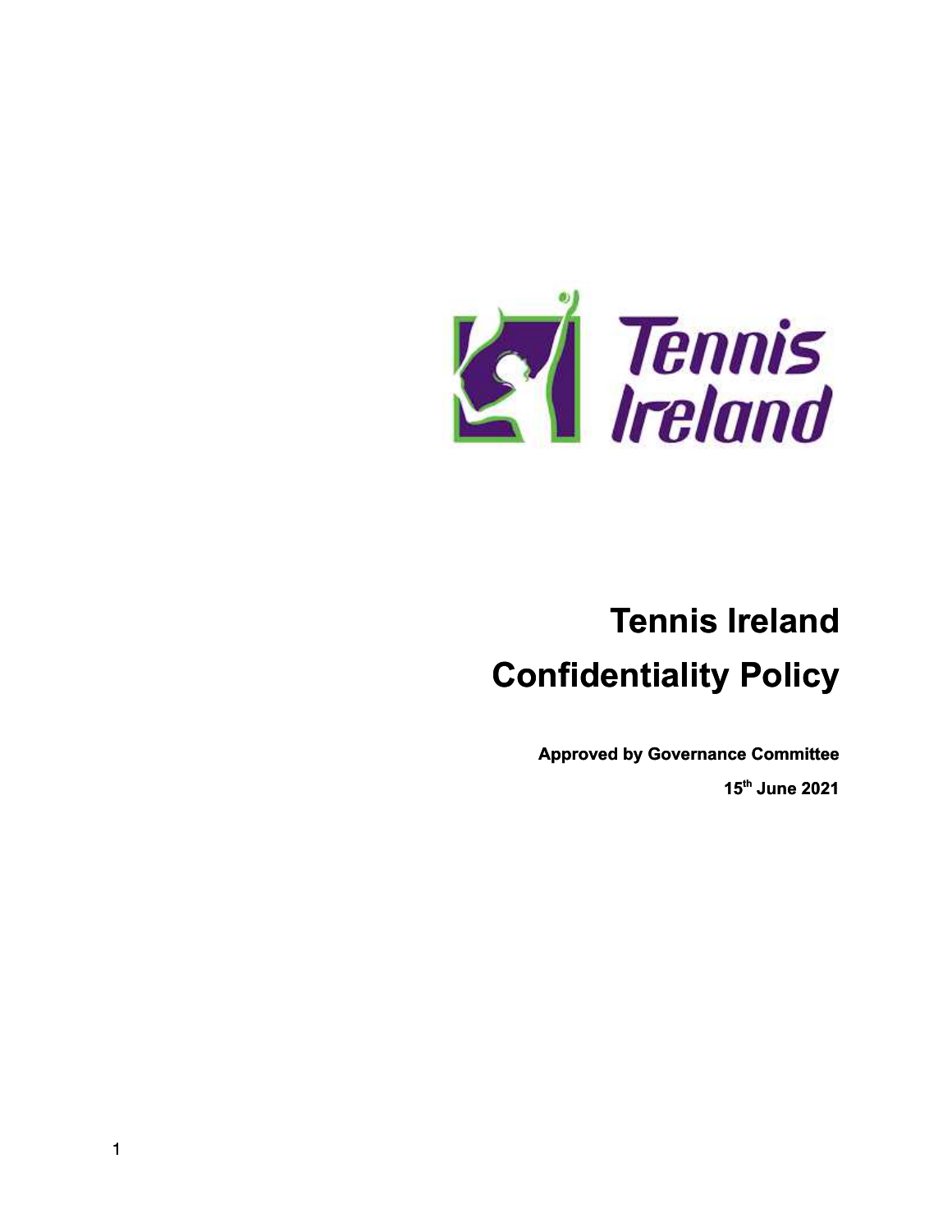# Tennis Ireland

# Confidentiality Policy

**Approved by Governance Committee**

**15th June 2021**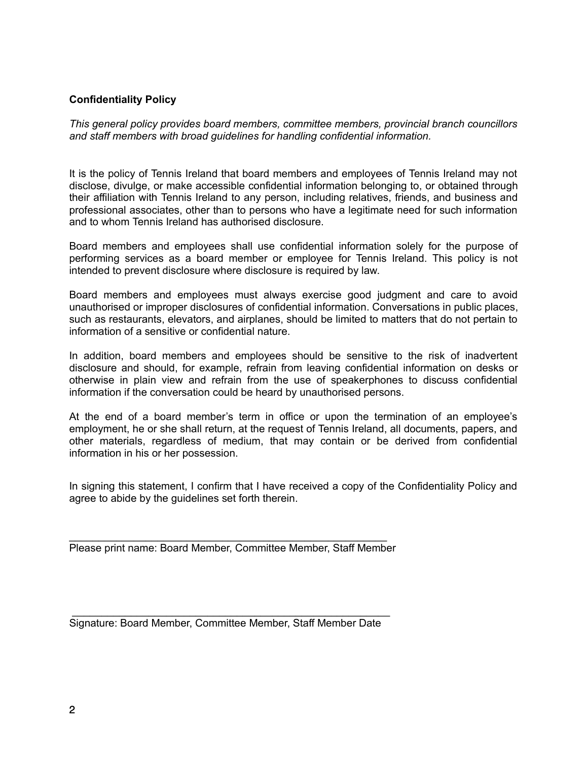**Confidentiality Policy**

*This general policy provides board members, committee members, provincial branch councillors and staff members with broad guidelines for handling confidential information.*

It is the policy of Tennis Ireland that board members and employees of Tennis Ireland may not disclose, divulge, or make accessible confidential information belonging to, or obtained through their affiliation with Tennis Ireland to any person, including relatives, friends, and business and professional associates, other than to persons who have a legitimate need for such information and to whom Tennis Ireland has authorised disclosure.

Board members and employees shall use confidential information solely for the purpose of performing services as a board member or employee for Tennis Ireland. This policy is not intended to prevent disclosure where disclosure is required by law.

Board members and employees must always exercise good judgment and care to avoid unauthorised or improper disclosures of confidential information. Conversations in public places, such as restaurants, elevators, and airplanes, should be limited to matters that do not pertain to information of a sensitive or confidential nature.

In addition, board members and employees should be sensitive to the risk of inadvertent disclosure and should, for example, refrain from leaving confidential information on desks or otherwise in plain view and refrain from the use of speakerphones to discuss confidential information if the conversation could be heard by unauthorised persons.

At the end of a board member's term in office or upon the termination of an employee's employment, he or she shall return, at the request of Tennis Ireland, all documents, papers, and other materials, regardless of medium, that may contain or be derived from confidential information in his or her possession.

In signing this statement, I confirm that I have received a copy of the Confidentiality Policy and agree to abide by the guidelines set forth therein.

\_\_\_\_\_\_\_\_\_\_\_\_\_\_\_\_\_\_\_\_\_\_\_\_\_\_\_\_\_\_\_\_\_\_\_\_\_\_\_\_\_\_\_\_\_\_\_\_\_\_\_\_\_\_
Please print name: Board Member, Committee Member, Staff Member

\_\_\_\_\_\_\_\_\_\_\_\_\_\_\_\_\_\_\_\_\_\_\_\_\_\_\_\_\_\_\_\_\_\_\_\_\_\_\_\_\_\_\_\_\_\_\_\_\_\_\_\_\_\_
Signature: Board Member, Committee Member, Staff Member Date